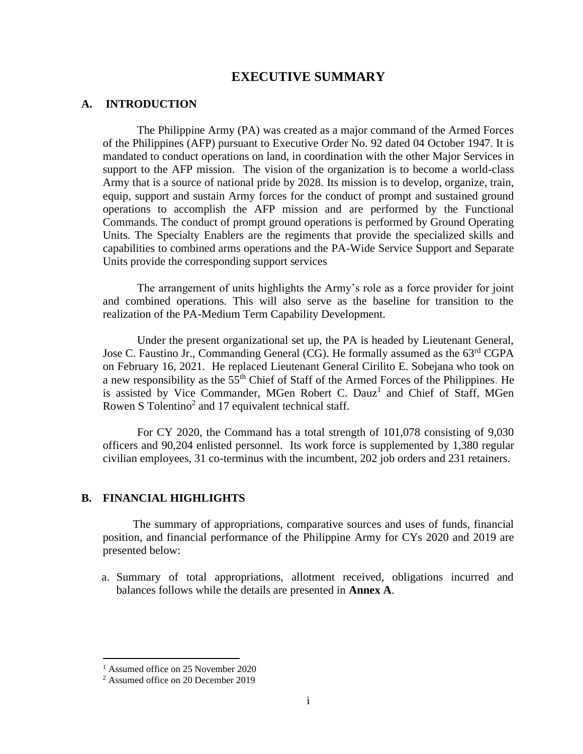# EXECUTIVE SUMMARY

## A. INTRODUCTION

The Philippine Army (PA) was created as a major command of the Armed Forces of the Philippines (AFP) pursuant to Executive Order No. 92 dated 04 October 1947. It is mandated to conduct operations on land, in coordination with the other Major Services in support to the AFP mission. The vision of the organization is to become a world-class Army that is a source of national pride by 2028. Its mission is to develop, organize, train, equip, support and sustain Army forces for the conduct of prompt and sustained ground operations to accomplish the AFP mission and are performed by the Functional Commands. The conduct of prompt ground operations is performed by Ground Operating Units. The Specialty Enablers are the regiments that provide the specialized skills and capabilities to combined arms operations and the PA-Wide Service Support and Separate Units provide the corresponding support services

The arrangement of units highlights the Army's role as a force provider for joint and combined operations. This will also serve as the baseline for transition to the realization of the PA-Medium Term Capability Development.

Under the present organizational set up, the PA is headed by Lieutenant General, Jose C. Faustino Jr., Commanding General (CG). He formally assumed as the 63rd CGPA on February 16, 2021. He replaced Lieutenant General Cirilito E. Sobejana who took on a new responsibility as the 55th Chief of Staff of the Armed Forces of the Philippines. He is assisted by Vice Commander, MGen Robert C. Dauz[1] and Chief of Staff, MGen Rowen S Tolentino[2] and 17 equivalent technical staff.

For CY 2020, the Command has a total strength of 101,078 consisting of 9,030 officers and 90,204 enlisted personnel. Its work force is supplemented by 1,380 regular civilian employees, 31 co-terminus with the incumbent, 202 job orders and 231 retainers.

## B. FINANCIAL HIGHLIGHTS

The summary of appropriations, comparative sources and uses of funds, financial position, and financial performance of the Philippine Army for CYs 2020 and 2019 are presented below:

a. Summary of total appropriations, allotment received, obligations incurred and balances follows while the details are presented in **Annex A**.

---

[1] Assumed office on 25 November 2020

[2] Assumed office on 20 December 2019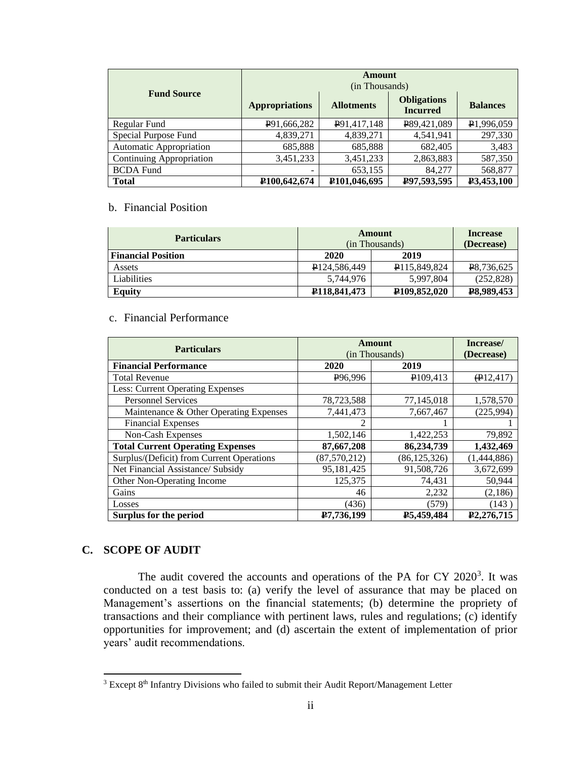| Fund Source | Amount (in Thousands) | | | |
|---|---|---|---|---|
| | Appropriations | Allotments | Obligations Incurred | Balances |
| Regular Fund | ₱91,666,282 | ₱91,417,148 | ₱89,421,089 | ₱1,996,059 |
| Special Purpose Fund | 4,839,271 | 4,839,271 | 4,541,941 | 297,330 |
| Automatic Appropriation | 685,888 | 685,888 | 682,405 | 3,483 |
| Continuing Appropriation | 3,451,233 | 3,451,233 | 2,863,883 | 587,350 |
| BCDA Fund | - | 653,155 | 84,277 | 568,877 |
| **Total** | **₱100,642,674** | **₱101,046,695** | **₱97,593,595** | **₱3,453,100** |

b. Financial Position

| Particulars | Amount (in Thousands) | | Increase (Decrease) |
|---|---|---|---|
| **Financial Position** | **2020** | **2019** | |
| Assets | ₱124,586,449 | ₱115,849,824 | ₱8,736,625 |
| Liabilities | 5,744,976 | 5,997,804 | (252,828) |
| **Equity** | **₱118,841,473** | **₱109,852,020** | **₱8,989,453** |

c. Financial Performance

| Particulars | Amount (in Thousands) | | Increase/ (Decrease) |
|---|---|---|---|
| **Financial Performance** | **2020** | **2019** | |
| Total Revenue | ₱96,996 | ₱109,413 | (₱12,417) |
| Less: Current Operating Expenses | | | |
| Personnel Services | 78,723,588 | 77,145,018 | 1,578,570 |
| Maintenance & Other Operating Expenses | 7,441,473 | 7,667,467 | (225,994) |
| Financial Expenses | 2 | 1 | 1 |
| Non-Cash Expenses | 1,502,146 | 1,422,253 | 79,892 |
| **Total Current Operating Expenses** | **87,667,208** | **86,234,739** | **1,432,469** |
| Surplus/(Deficit) from Current Operations | (87,570,212) | (86,125,326) | (1,444,886) |
| Net Financial Assistance/ Subsidy | 95,181,425 | 91,508,726 | 3,672,699 |
| Other Non-Operating Income | 125,375 | 74,431 | 50,944 |
| Gains | 46 | 2,232 | (2,186) |
| Losses | (436) | (579) | (143 ) |
| **Surplus for the period** | **₱7,736,199** | **₱5,459,484** | **₱2,276,715** |

## C. SCOPE OF AUDIT

The audit covered the accounts and operations of the PA for CY 2020[3]. It was conducted on a test basis to: (a) verify the level of assurance that may be placed on Management's assertions on the financial statements; (b) determine the propriety of transactions and their compliance with pertinent laws, rules and regulations; (c) identify opportunities for improvement; and (d) ascertain the extent of implementation of prior years' audit recommendations.

---

[3] Except 8th Infantry Divisions who failed to submit their Audit Report/Management Letter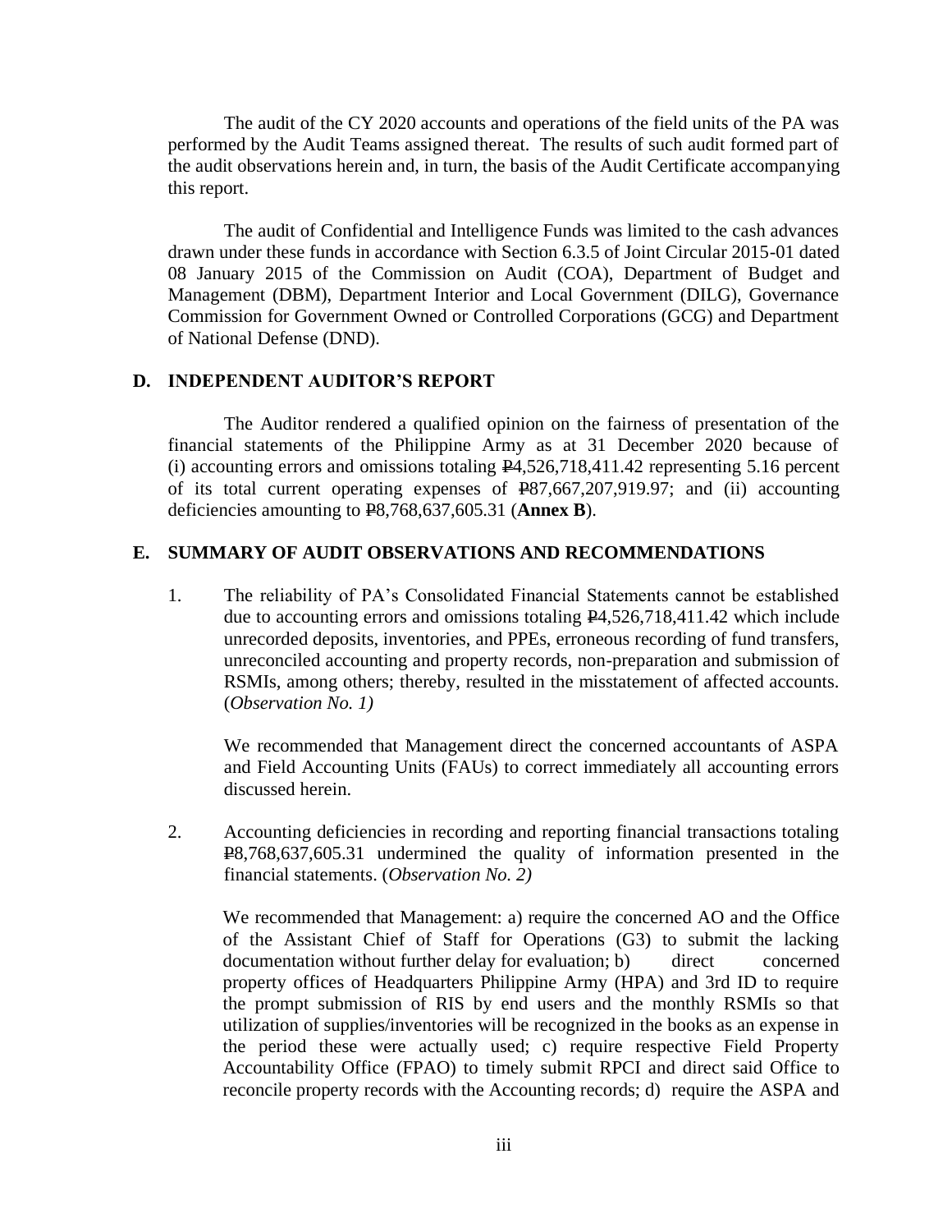The audit of the CY 2020 accounts and operations of the field units of the PA was performed by the Audit Teams assigned thereat. The results of such audit formed part of the audit observations herein and, in turn, the basis of the Audit Certificate accompanying this report.

The audit of Confidential and Intelligence Funds was limited to the cash advances drawn under these funds in accordance with Section 6.3.5 of Joint Circular 2015-01 dated 08 January 2015 of the Commission on Audit (COA), Department of Budget and Management (DBM), Department Interior and Local Government (DILG), Governance Commission for Government Owned or Controlled Corporations (GCG) and Department of National Defense (DND).

## D. INDEPENDENT AUDITOR'S REPORT

The Auditor rendered a qualified opinion on the fairness of presentation of the financial statements of the Philippine Army as at 31 December 2020 because of (i) accounting errors and omissions totaling ₱4,526,718,411.42 representing 5.16 percent of its total current operating expenses of ₱87,667,207,919.97; and (ii) accounting deficiencies amounting to ₱8,768,637,605.31 (**Annex B**).

## E. SUMMARY OF AUDIT OBSERVATIONS AND RECOMMENDATIONS

1. The reliability of PA's Consolidated Financial Statements cannot be established due to accounting errors and omissions totaling ₱4,526,718,411.42 which include unrecorded deposits, inventories, and PPEs, erroneous recording of fund transfers, unreconciled accounting and property records, non-preparation and submission of RSMIs, among others; thereby, resulted in the misstatement of affected accounts. (*Observation No. 1)*

   We recommended that Management direct the concerned accountants of ASPA and Field Accounting Units (FAUs) to correct immediately all accounting errors discussed herein.

2. Accounting deficiencies in recording and reporting financial transactions totaling ₱8,768,637,605.31 undermined the quality of information presented in the financial statements. (*Observation No. 2)*

   We recommended that Management: a) require the concerned AO and the Office of the Assistant Chief of Staff for Operations (G3) to submit the lacking documentation without further delay for evaluation; b) direct concerned property offices of Headquarters Philippine Army (HPA) and 3rd ID to require the prompt submission of RIS by end users and the monthly RSMIs so that utilization of supplies/inventories will be recognized in the books as an expense in the period these were actually used; c) require respective Field Property Accountability Office (FPAO) to timely submit RPCI and direct said Office to reconcile property records with the Accounting records; d) require the ASPA and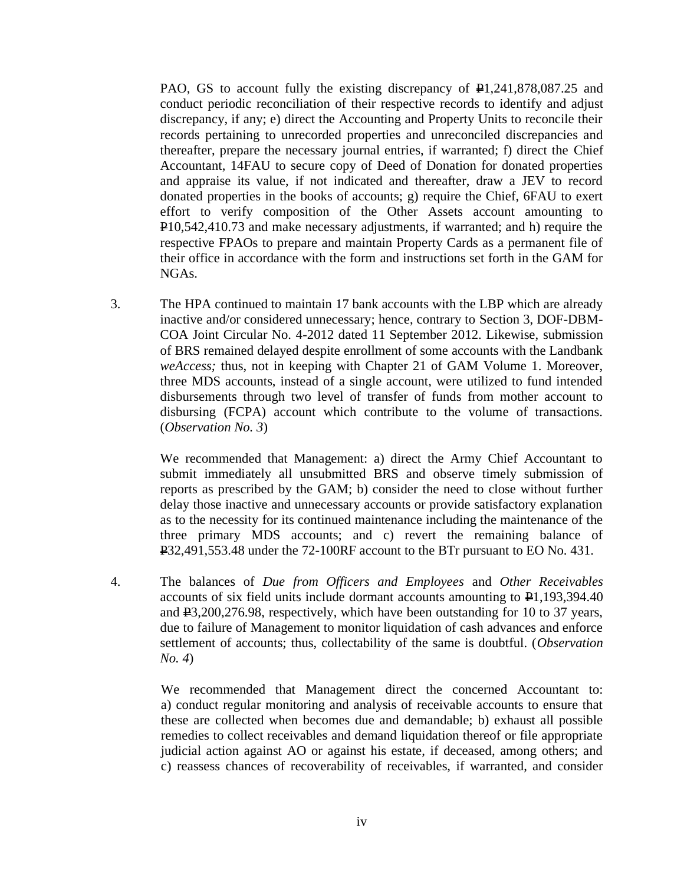PAO, GS to account fully the existing discrepancy of ₱1,241,878,087.25 and conduct periodic reconciliation of their respective records to identify and adjust discrepancy, if any; e) direct the Accounting and Property Units to reconcile their records pertaining to unrecorded properties and unreconciled discrepancies and thereafter, prepare the necessary journal entries, if warranted; f) direct the Chief Accountant, 14FAU to secure copy of Deed of Donation for donated properties and appraise its value, if not indicated and thereafter, draw a JEV to record donated properties in the books of accounts; g) require the Chief, 6FAU to exert effort to verify composition of the Other Assets account amounting to ₱10,542,410.73 and make necessary adjustments, if warranted; and h) require the respective FPAOs to prepare and maintain Property Cards as a permanent file of their office in accordance with the form and instructions set forth in the GAM for NGAs.

3. The HPA continued to maintain 17 bank accounts with the LBP which are already inactive and/or considered unnecessary; hence, contrary to Section 3, DOF-DBM-COA Joint Circular No. 4-2012 dated 11 September 2012. Likewise, submission of BRS remained delayed despite enrollment of some accounts with the Landbank *weAccess;* thus, not in keeping with Chapter 21 of GAM Volume 1. Moreover, three MDS accounts, instead of a single account, were utilized to fund intended disbursements through two level of transfer of funds from mother account to disbursing (FCPA) account which contribute to the volume of transactions. (*Observation No. 3*)

   We recommended that Management: a) direct the Army Chief Accountant to submit immediately all unsubmitted BRS and observe timely submission of reports as prescribed by the GAM; b) consider the need to close without further delay those inactive and unnecessary accounts or provide satisfactory explanation as to the necessity for its continued maintenance including the maintenance of the three primary MDS accounts; and c) revert the remaining balance of ₱32,491,553.48 under the 72-100RF account to the BTr pursuant to EO No. 431.

4. The balances of *Due from Officers and Employees* and *Other Receivables* accounts of six field units include dormant accounts amounting to ₱1,193,394.40 and ₱3,200,276.98, respectively, which have been outstanding for 10 to 37 years, due to failure of Management to monitor liquidation of cash advances and enforce settlement of accounts; thus, collectability of the same is doubtful. (*Observation No. 4*)

   We recommended that Management direct the concerned Accountant to: a) conduct regular monitoring and analysis of receivable accounts to ensure that these are collected when becomes due and demandable; b) exhaust all possible remedies to collect receivables and demand liquidation thereof or file appropriate judicial action against AO or against his estate, if deceased, among others; and c) reassess chances of recoverability of receivables, if warranted, and consider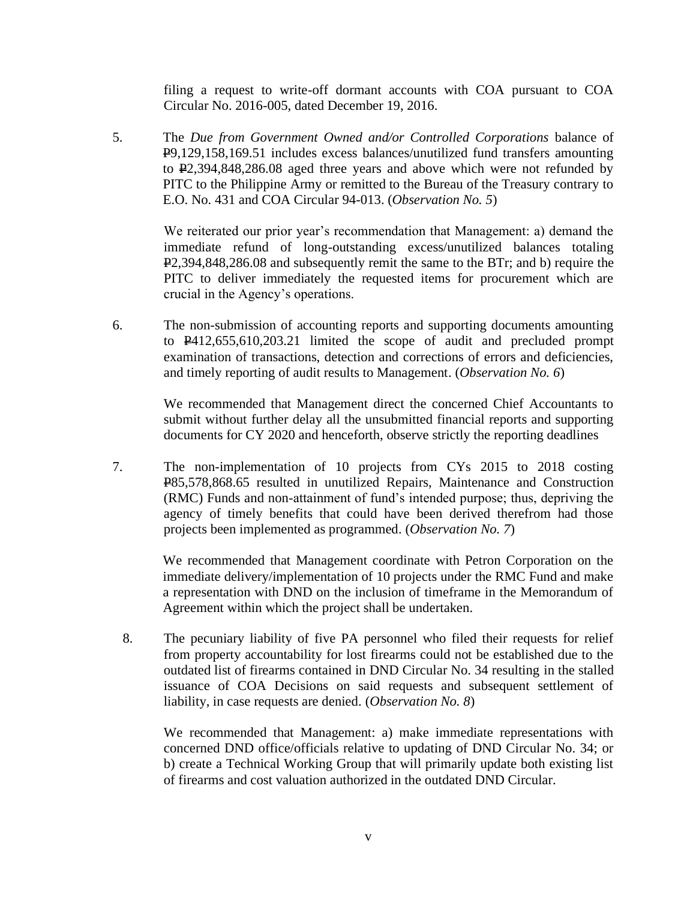filing a request to write-off dormant accounts with COA pursuant to COA Circular No. 2016-005, dated December 19, 2016.

5. The *Due from Government Owned and/or Controlled Corporations* balance of ₱9,129,158,169.51 includes excess balances/unutilized fund transfers amounting to ₱2,394,848,286.08 aged three years and above which were not refunded by PITC to the Philippine Army or remitted to the Bureau of the Treasury contrary to E.O. No. 431 and COA Circular 94-013. (*Observation No. 5*)

   We reiterated our prior year's recommendation that Management: a) demand the immediate refund of long-outstanding excess/unutilized balances totaling ₱2,394,848,286.08 and subsequently remit the same to the BTr; and b) require the PITC to deliver immediately the requested items for procurement which are crucial in the Agency's operations.

6. The non-submission of accounting reports and supporting documents amounting to ₱412,655,610,203.21 limited the scope of audit and precluded prompt examination of transactions, detection and corrections of errors and deficiencies, and timely reporting of audit results to Management. (*Observation No. 6*)

   We recommended that Management direct the concerned Chief Accountants to submit without further delay all the unsubmitted financial reports and supporting documents for CY 2020 and henceforth, observe strictly the reporting deadlines

7. The non-implementation of 10 projects from CYs 2015 to 2018 costing ₱85,578,868.65 resulted in unutilized Repairs, Maintenance and Construction (RMC) Funds and non-attainment of fund's intended purpose; thus, depriving the agency of timely benefits that could have been derived therefrom had those projects been implemented as programmed. (*Observation No. 7*)

   We recommended that Management coordinate with Petron Corporation on the immediate delivery/implementation of 10 projects under the RMC Fund and make a representation with DND on the inclusion of timeframe in the Memorandum of Agreement within which the project shall be undertaken.

8. The pecuniary liability of five PA personnel who filed their requests for relief from property accountability for lost firearms could not be established due to the outdated list of firearms contained in DND Circular No. 34 resulting in the stalled issuance of COA Decisions on said requests and subsequent settlement of liability, in case requests are denied. (*Observation No. 8*)

   We recommended that Management: a) make immediate representations with concerned DND office/officials relative to updating of DND Circular No. 34; or b) create a Technical Working Group that will primarily update both existing list of firearms and cost valuation authorized in the outdated DND Circular.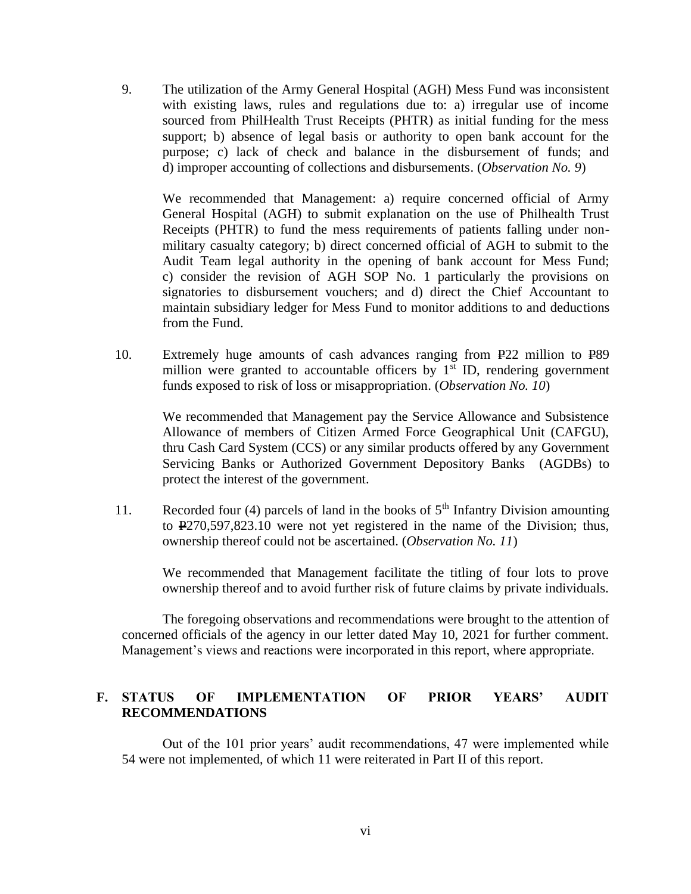9. The utilization of the Army General Hospital (AGH) Mess Fund was inconsistent with existing laws, rules and regulations due to: a) irregular use of income sourced from PhilHealth Trust Receipts (PHTR) as initial funding for the mess support; b) absence of legal basis or authority to open bank account for the purpose; c) lack of check and balance in the disbursement of funds; and d) improper accounting of collections and disbursements. (*Observation No. 9*)

   We recommended that Management: a) require concerned official of Army General Hospital (AGH) to submit explanation on the use of Philhealth Trust Receipts (PHTR) to fund the mess requirements of patients falling under non-military casualty category; b) direct concerned official of AGH to submit to the Audit Team legal authority in the opening of bank account for Mess Fund; c) consider the revision of AGH SOP No. 1 particularly the provisions on signatories to disbursement vouchers; and d) direct the Chief Accountant to maintain subsidiary ledger for Mess Fund to monitor additions to and deductions from the Fund.

10. Extremely huge amounts of cash advances ranging from ₱22 million to ₱89 million were granted to accountable officers by 1st ID, rendering government funds exposed to risk of loss or misappropriation. (*Observation No. 10*)

    We recommended that Management pay the Service Allowance and Subsistence Allowance of members of Citizen Armed Force Geographical Unit (CAFGU), thru Cash Card System (CCS) or any similar products offered by any Government Servicing Banks or Authorized Government Depository Banks (AGDBs) to protect the interest of the government.

11. Recorded four (4) parcels of land in the books of 5th Infantry Division amounting to ₱270,597,823.10 were not yet registered in the name of the Division; thus, ownership thereof could not be ascertained. (*Observation No. 11*)

    We recommended that Management facilitate the titling of four lots to prove ownership thereof and to avoid further risk of future claims by private individuals.

The foregoing observations and recommendations were brought to the attention of concerned officials of the agency in our letter dated May 10, 2021 for further comment. Management's views and reactions were incorporated in this report, where appropriate.

## F. STATUS OF IMPLEMENTATION OF PRIOR YEARS' AUDIT RECOMMENDATIONS

Out of the 101 prior years' audit recommendations, 47 were implemented while 54 were not implemented, of which 11 were reiterated in Part II of this report.